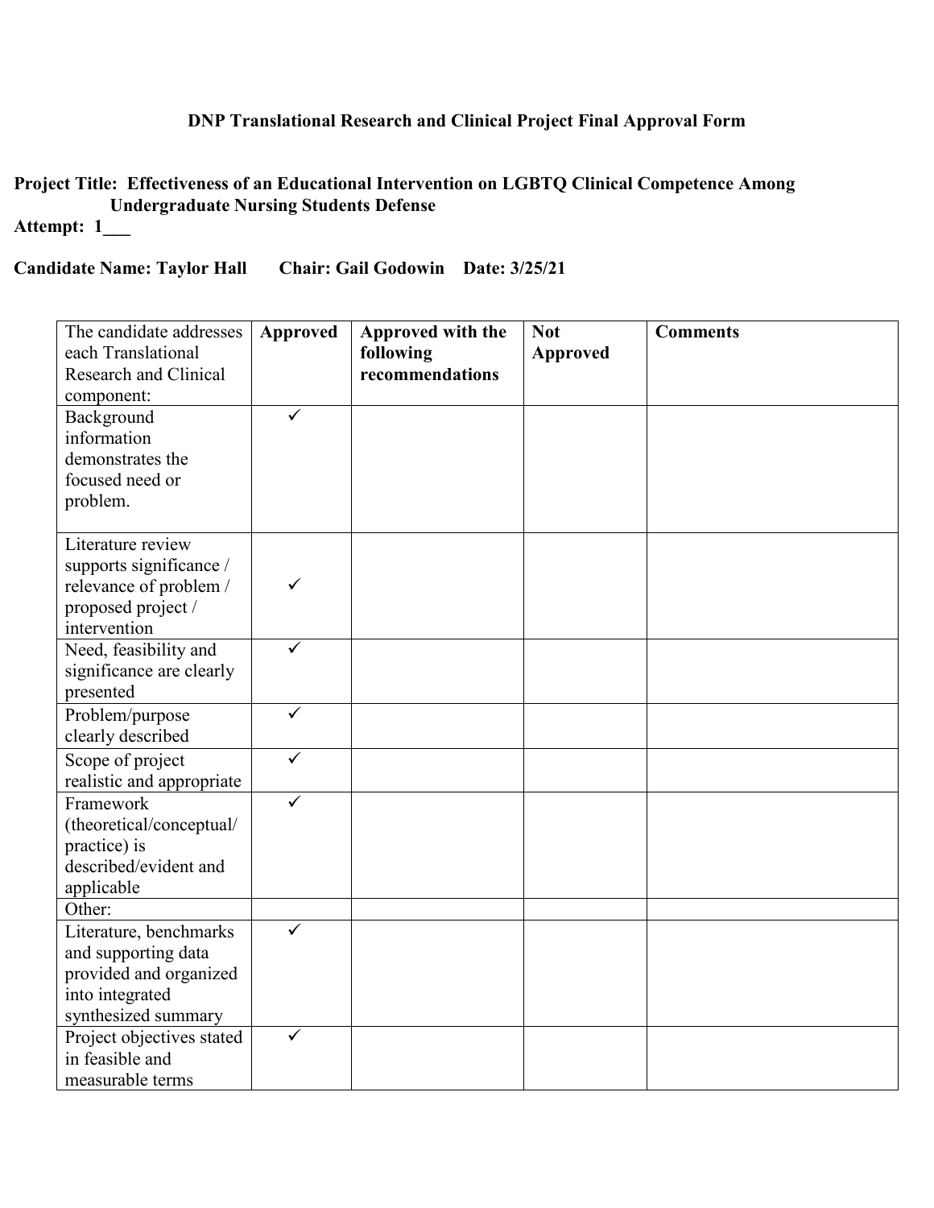# DNP Translational Research and Clinical Project Final Approval Form

**Project Title: Effectiveness of an Educational Intervention on LGBTQ Clinical Competence Among Undergraduate Nursing Students Defense**

**Attempt: 1___**

**Candidate Name: Taylor Hall Chair: Gail Godowin Date: 3/25/21**

| The candidate addresses each Translational Research and Clinical component: | Approved | Approved with the following recommendations | Not Approved | Comments |
|---|---|---|---|---|
| Background information demonstrates the focused need or problem. | ✓ | | | |
| Literature review supports significance / relevance of problem / proposed project / intervention | ✓ | | | |
| Need, feasibility and significance are clearly presented | ✓ | | | |
| Problem/purpose clearly described | ✓ | | | |
| Scope of project realistic and appropriate | ✓ | | | |
| Framework (theoretical/conceptual/ practice) is described/evident and applicable | ✓ | | | |
| Other: | | | | |
| Literature, benchmarks and supporting data provided and organized into integrated synthesized summary | ✓ | | | |
| Project objectives stated in feasible and measurable terms | ✓ | | | |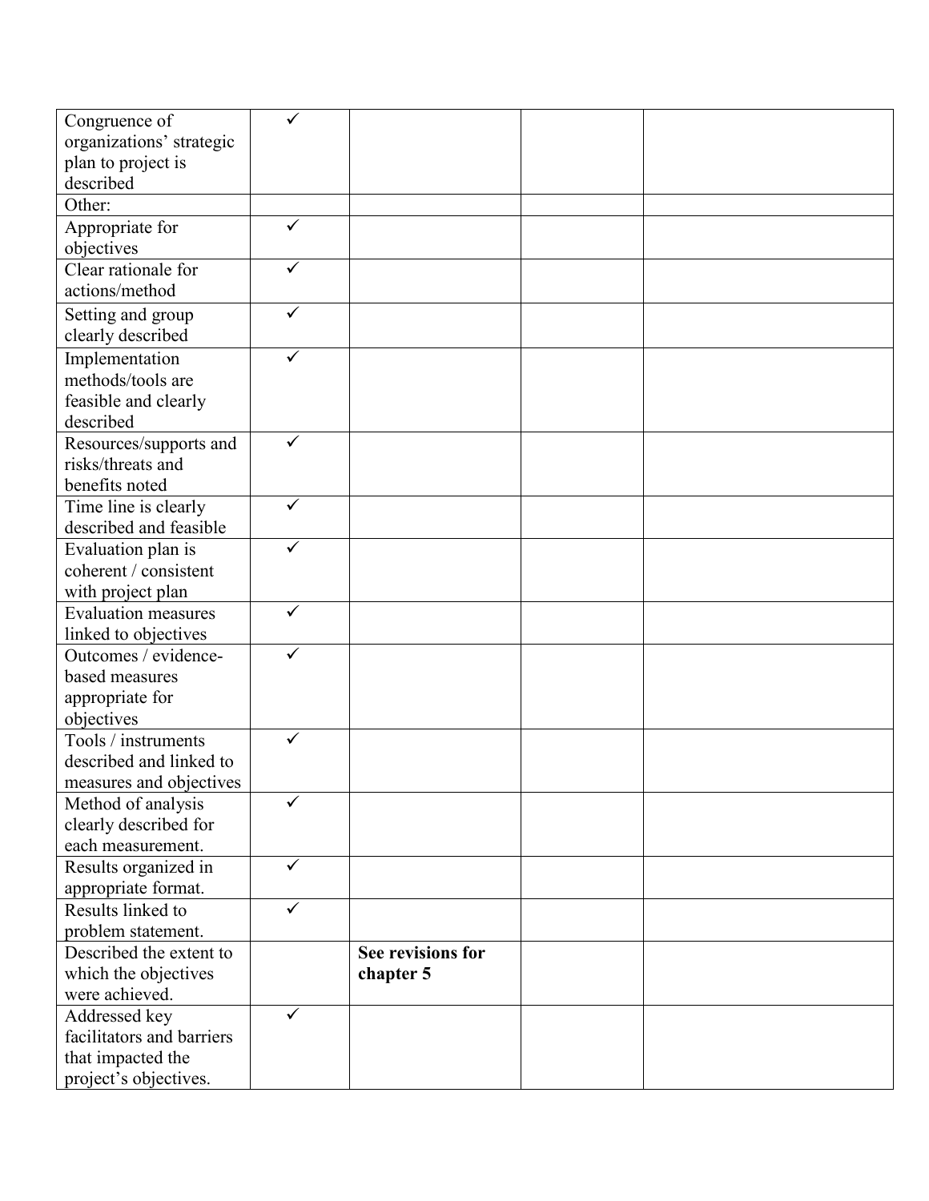| | | | | |
|---|---|---|---|---|
| Congruence of organizations' strategic plan to project is described | ✓ | | | |
| Other: | | | | |
| Appropriate for objectives | ✓ | | | |
| Clear rationale for actions/method | ✓ | | | |
| Setting and group clearly described | ✓ | | | |
| Implementation methods/tools are feasible and clearly described | ✓ | | | |
| Resources/supports and risks/threats and benefits noted | ✓ | | | |
| Time line is clearly described and feasible | ✓ | | | |
| Evaluation plan is coherent / consistent with project plan | ✓ | | | |
| Evaluation measures linked to objectives | ✓ | | | |
| Outcomes / evidence-based measures appropriate for objectives | ✓ | | | |
| Tools / instruments described and linked to measures and objectives | ✓ | | | |
| Method of analysis clearly described for each measurement. | ✓ | | | |
| Results organized in appropriate format. | ✓ | | | |
| Results linked to problem statement. | ✓ | | | |
| Described the extent to which the objectives were achieved. | | **See revisions for chapter 5** | | |
| Addressed key facilitators and barriers that impacted the project's objectives. | ✓ | | | |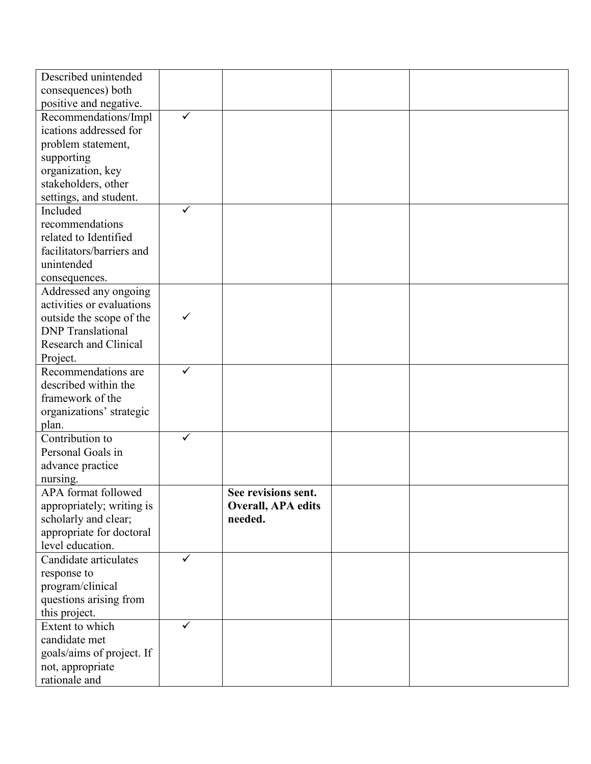| | | | | |
|---|---|---|---|---|
| Described unintended consequences) both positive and negative. | | | | |
| Recommendations/Implications addressed for problem statement, supporting organization, key stakeholders, other settings, and student. | ✓ | | | |
| Included recommendations related to Identified facilitators/barriers and unintended consequences. | ✓ | | | |
| Addressed any ongoing activities or evaluations outside the scope of the DNP Translational Research and Clinical Project. | ✓ | | | |
| Recommendations are described within the framework of the organizations' strategic plan. | ✓ | | | |
| Contribution to Personal Goals in advance practice nursing. | ✓ | | | |
| APA format followed appropriately; writing is scholarly and clear; appropriate for doctoral level education. | | **See revisions sent. Overall, APA edits needed.** | | |
| Candidate articulates response to program/clinical questions arising from this project. | ✓ | | | |
| Extent to which candidate met goals/aims of project. If not, appropriate rationale and | ✓ | | | |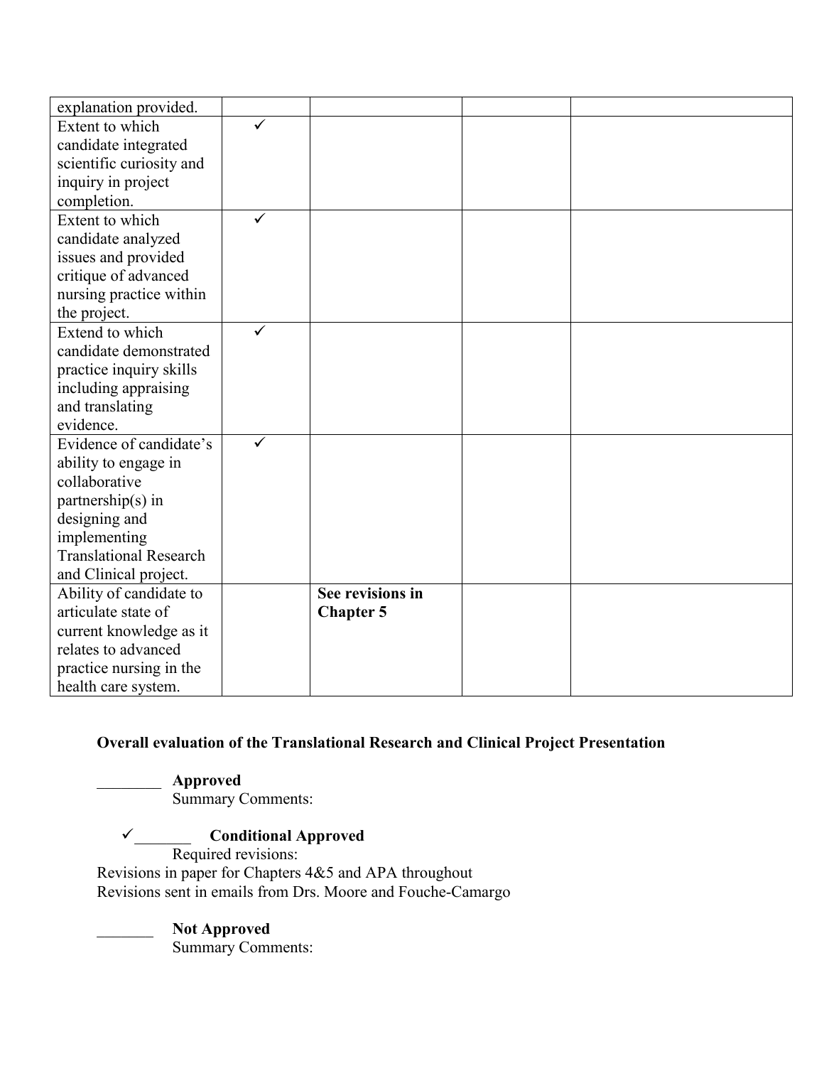| | | | | |
|---|---|---|---|---|
| explanation provided. | | | | |
| Extent to which candidate integrated scientific curiosity and inquiry in project completion. | ✓ | | | |
| Extent to which candidate analyzed issues and provided critique of advanced nursing practice within the project. | ✓ | | | |
| Extend to which candidate demonstrated practice inquiry skills including appraising and translating evidence. | ✓ | | | |
| Evidence of candidate's ability to engage in collaborative partnership(s) in designing and implementing Translational Research and Clinical project. | ✓ | | | |
| Ability of candidate to articulate state of current knowledge as it relates to advanced practice nursing in the health care system. | | **See revisions in Chapter 5** | | |

**Overall evaluation of the Translational Research and Clinical Project Presentation**

________ **Approved**
Summary Comments:

✓_______ **Conditional Approved**
Required revisions:
Revisions in paper for Chapters 4&5 and APA throughout
Revisions sent in emails from Drs. Moore and Fouche-Camargo

_______ **Not Approved**
Summary Comments: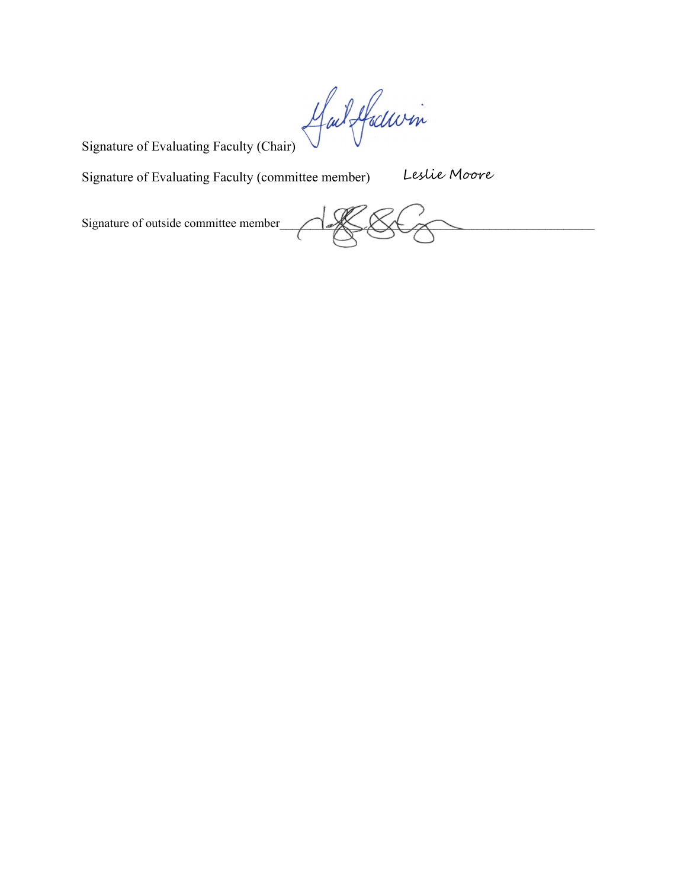Signature of Evaluating Faculty (Chair)

Signature of Evaluating Faculty (committee member) Leslie Moore

Signature of outside committee member________________________________________